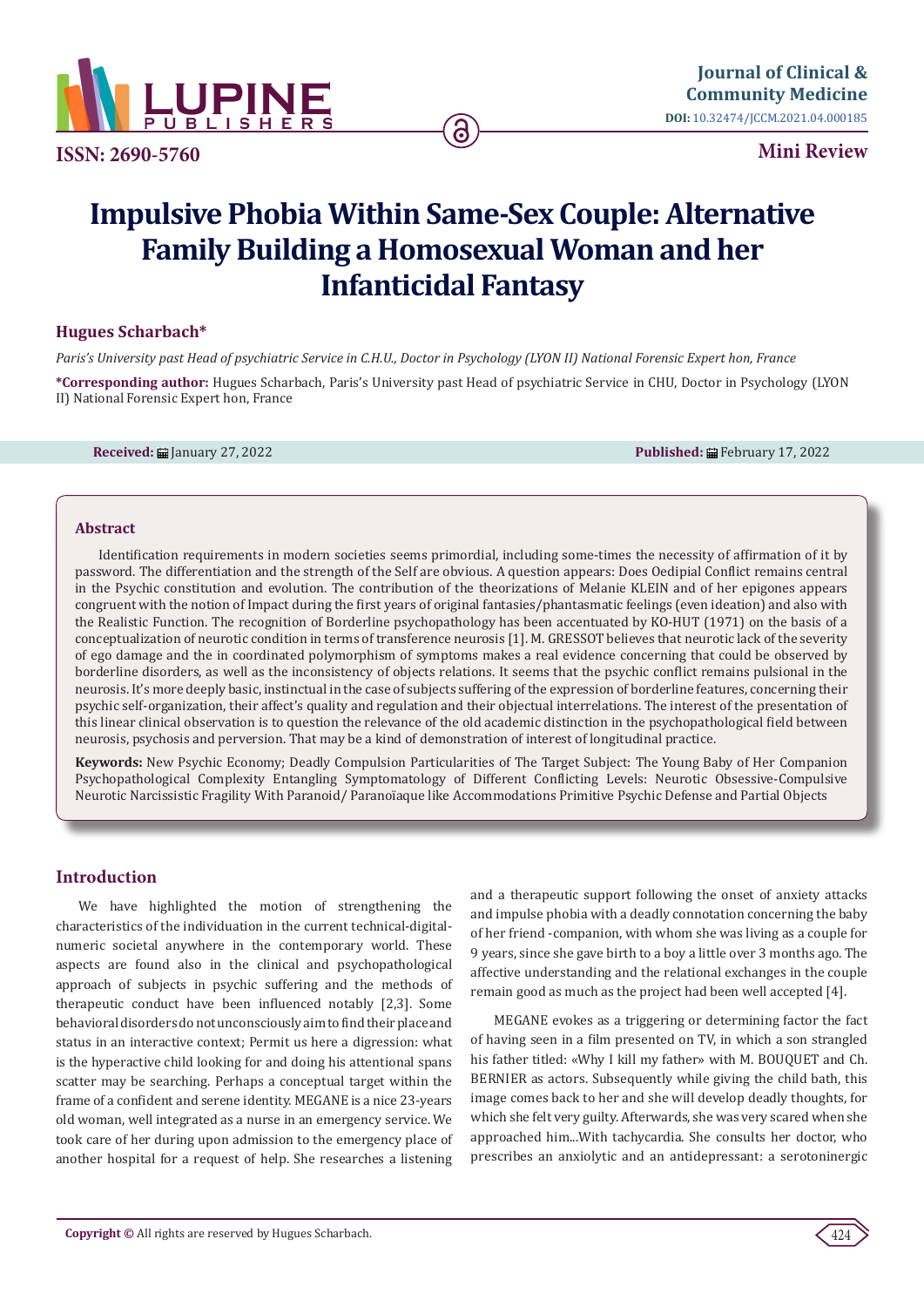ISSN: 2690-5760

Journal of Clinical & Community Medicine

DOI: 10.32474/JCCM.2021.04.000185

Mini Review

# Impulsive Phobia Within Same-Sex Couple: Alternative Family Building a Homosexual Woman and her Infanticidal Fantasy

**Hugues Scharbach***

*Paris's University past Head of psychiatric Service in C.H.U., Doctor in Psychology (LYON II) National Forensic Expert hon, France*

**\*Corresponding author:** Hugues Scharbach, Paris's University past Head of psychiatric Service in CHU, Doctor in Psychology (LYON II) National Forensic Expert hon, France

**Received:** January 27, 2022 **Published:** February 17, 2022

## Abstract

Identification requirements in modern societies seems primordial, including some-times the necessity of affirmation of it by password. The differentiation and the strength of the Self are obvious. A question appears: Does Oedipial Conflict remains central in the Psychic constitution and evolution. The contribution of the theorizations of Melanie KLEIN and of her epigones appears congruent with the notion of Impact during the first years of original fantasies/phantasmatic feelings (even ideation) and also with the Realistic Function. The recognition of Borderline psychopathology has been accentuated by KO-HUT (1971) on the basis of a conceptualization of neurotic condition in terms of transference neurosis [1]. M. GRESSOT believes that neurotic lack of the severity of ego damage and the in coordinated polymorphism of symptoms makes a real evidence concerning that could be observed by borderline disorders, as well as the inconsistency of objects relations. It seems that the psychic conflict remains pulsional in the neurosis. It's more deeply basic, instinctual in the case of subjects suffering of the expression of borderline features, concerning their psychic self-organization, their affect's quality and regulation and their objectual interrelations. The interest of the presentation of this linear clinical observation is to question the relevance of the old academic distinction in the psychopathological field between neurosis, psychosis and perversion. That may be a kind of demonstration of interest of longitudinal practice.

**Keywords:** New Psychic Economy; Deadly Compulsion Particularities of The Target Subject: The Young Baby of Her Companion Psychopathological Complexity Entangling Symptomatology of Different Conflicting Levels: Neurotic Obsessive-Compulsive Neurotic Narcissistic Fragility With Paranoid/ Paranoïaque like Accommodations Primitive Psychic Defense and Partial Objects

## Introduction

We have highlighted the motion of strengthening the characteristics of the individuation in the current technical-digital-numeric societal anywhere in the contemporary world. These aspects are found also in the clinical and psychopathological approach of subjects in psychic suffering and the methods of therapeutic conduct have been influenced notably [2,3]. Some behavioral disorders do not unconsciously aim to find their place and status in an interactive context; Permit us here a digression: what is the hyperactive child looking for and doing his attentional spans scatter may be searching. Perhaps a conceptual target within the frame of a confident and serene identity. MEGANE is a nice 23-years old woman, well integrated as a nurse in an emergency service. We took care of her during upon admission to the emergency place of another hospital for a request of help. She researches a listening and a therapeutic support following the onset of anxiety attacks and impulse phobia with a deadly connotation concerning the baby of her friend -companion, with whom she was living as a couple for 9 years, since she gave birth to a boy a little over 3 months ago. The affective understanding and the relational exchanges in the couple remain good as much as the project had been well accepted [4].

MEGANE evokes as a triggering or determining factor the fact of having seen in a film presented on TV, in which a son strangled his father titled: «Why I kill my father» with M. BOUQUET and Ch. BERNIER as actors. Subsequently while giving the child bath, this image comes back to her and she will develop deadly thoughts, for which she felt very guilty. Afterwards, she was very scared when she approached him...With tachycardia. She consults her doctor, who prescribes an anxiolytic and an antidepressant: a serotoninergic

**Copyright ©** All rights are reserved by Hugues Scharbach.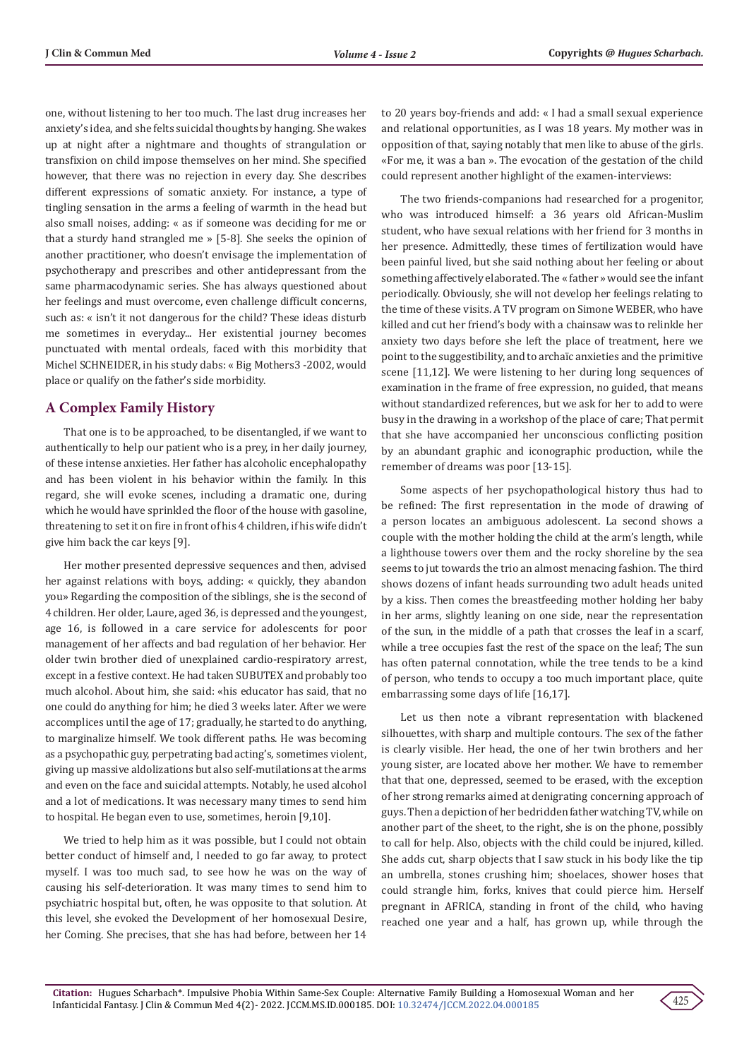one, without listening to her too much. The last drug increases her anxiety's idea, and she felts suicidal thoughts by hanging. She wakes up at night after a nightmare and thoughts of strangulation or transfixion on child impose themselves on her mind. She specified however, that there was no rejection in every day. She describes different expressions of somatic anxiety. For instance, a type of tingling sensation in the arms a feeling of warmth in the head but also small noises, adding: « as if someone was deciding for me or that a sturdy hand strangled me » [5-8]. She seeks the opinion of another practitioner, who doesn't envisage the implementation of psychotherapy and prescribes and other antidepressant from the same pharmacodynamic series. She has always questioned about her feelings and must overcome, even challenge difficult concerns, such as: « isn't it not dangerous for the child? These ideas disturb me sometimes in everyday... Her existential journey becomes punctuated with mental ordeals, faced with this morbidity that Michel SCHNEIDER, in his study dabs: « Big Mothers3 -2002, would place or qualify on the father's side morbidity.

## A Complex Family History

That one is to be approached, to be disentangled, if we want to authentically to help our patient who is a prey, in her daily journey, of these intense anxieties. Her father has alcoholic encephalopathy and has been violent in his behavior within the family. In this regard, she will evoke scenes, including a dramatic one, during which he would have sprinkled the floor of the house with gasoline, threatening to set it on fire in front of his 4 children, if his wife didn't give him back the car keys [9].

Her mother presented depressive sequences and then, advised her against relations with boys, adding: « quickly, they abandon you» Regarding the composition of the siblings, she is the second of 4 children. Her older, Laure, aged 36, is depressed and the youngest, age 16, is followed in a care service for adolescents for poor management of her affects and bad regulation of her behavior. Her older twin brother died of unexplained cardio-respiratory arrest, except in a festive context. He had taken SUBUTEX and probably too much alcohol. About him, she said: «his educator has said, that no one could do anything for him; he died 3 weeks later. After we were accomplices until the age of 17; gradually, he started to do anything, to marginalize himself. We took different paths. He was becoming as a psychopathic guy, perpetrating bad acting's, sometimes violent, giving up massive aldolizations but also self-mutilations at the arms and even on the face and suicidal attempts. Notably, he used alcohol and a lot of medications. It was necessary many times to send him to hospital. He began even to use, sometimes, heroin [9,10].

We tried to help him as it was possible, but I could not obtain better conduct of himself and, I needed to go far away, to protect myself. I was too much sad, to see how he was on the way of causing his self-deterioration. It was many times to send him to psychiatric hospital but, often, he was opposite to that solution. At this level, she evoked the Development of her homosexual Desire, her Coming. She precises, that she has had before, between her 14 to 20 years boy-friends and add: « I had a small sexual experience and relational opportunities, as I was 18 years. My mother was in opposition of that, saying notably that men like to abuse of the girls. «For me, it was a ban ». The evocation of the gestation of the child could represent another highlight of the examen-interviews:

The two friends-companions had researched for a progenitor, who was introduced himself: a 36 years old African-Muslim student, who have sexual relations with her friend for 3 months in her presence. Admittedly, these times of fertilization would have been painful lived, but she said nothing about her feeling or about something affectively elaborated. The « father » would see the infant periodically. Obviously, she will not develop her feelings relating to the time of these visits. A TV program on Simone WEBER, who have killed and cut her friend's body with a chainsaw was to relinkle her anxiety two days before she left the place of treatment, here we point to the suggestibility, and to archaïc anxieties and the primitive scene [11,12]. We were listening to her during long sequences of examination in the frame of free expression, no guided, that means without standardized references, but we ask for her to add to were busy in the drawing in a workshop of the place of care; That permit that she have accompanied her unconscious conflicting position by an abundant graphic and iconographic production, while the remember of dreams was poor [13-15].

Some aspects of her psychopathological history thus had to be refined: The first representation in the mode of drawing of a person locates an ambiguous adolescent. La second shows a couple with the mother holding the child at the arm's length, while a lighthouse towers over them and the rocky shoreline by the sea seems to jut towards the trio an almost menacing fashion. The third shows dozens of infant heads surrounding two adult heads united by a kiss. Then comes the breastfeeding mother holding her baby in her arms, slightly leaning on one side, near the representation of the sun, in the middle of a path that crosses the leaf in a scarf, while a tree occupies fast the rest of the space on the leaf; The sun has often paternal connotation, while the tree tends to be a kind of person, who tends to occupy a too much important place, quite embarrassing some days of life [16,17].

Let us then note a vibrant representation with blackened silhouettes, with sharp and multiple contours. The sex of the father is clearly visible. Her head, the one of her twin brothers and her young sister, are located above her mother. We have to remember that that one, depressed, seemed to be erased, with the exception of her strong remarks aimed at denigrating concerning approach of guys. Then a depiction of her bedridden father watching TV, while on another part of the sheet, to the right, she is on the phone, possibly to call for help. Also, objects with the child could be injured, killed. She adds cut, sharp objects that I saw stuck in his body like the tip an umbrella, stones crushing him; shoelaces, shower hoses that could strangle him, forks, knives that could pierce him. Herself pregnant in AFRICA, standing in front of the child, who having reached one year and a half, has grown up, while through the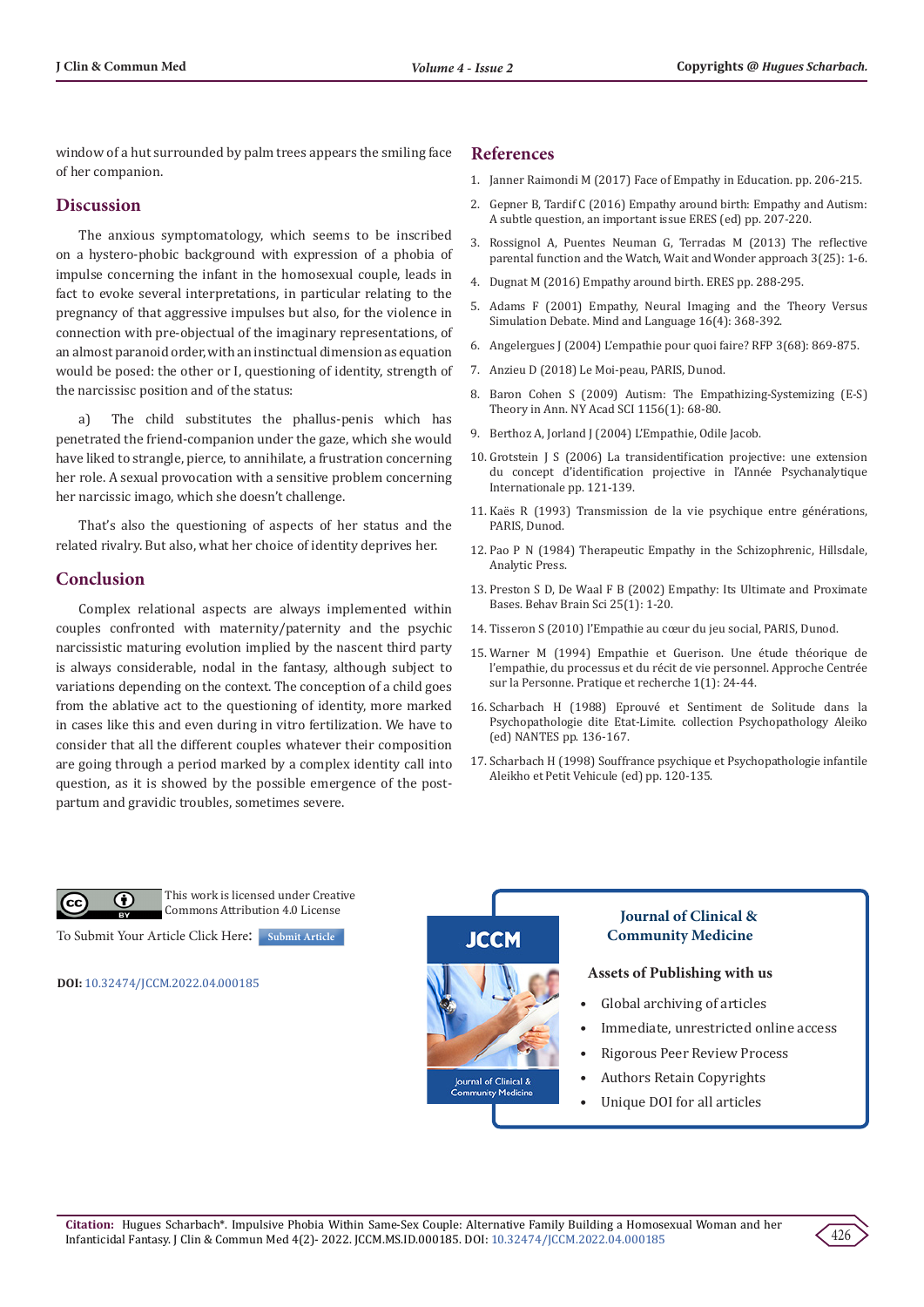window of a hut surrounded by palm trees appears the smiling face of her companion.

## Discussion

The anxious symptomatology, which seems to be inscribed on a hystero-phobic background with expression of a phobia of impulse concerning the infant in the homosexual couple, leads in fact to evoke several interpretations, in particular relating to the pregnancy of that aggressive impulses but also, for the violence in connection with pre-objectual of the imaginary representations, of an almost paranoid order, with an instinctual dimension as equation would be posed: the other or I, questioning of identity, strength of the narcissic position and of the status:

a) The child substitutes the phallus-penis which has penetrated the friend-companion under the gaze, which she would have liked to strangle, pierce, to annihilate, a frustration concerning her role. A sexual provocation with a sensitive problem concerning her narcissic imago, which she doesn't challenge.

That's also the questioning of aspects of her status and the related rivalry. But also, what her choice of identity deprives her.

## Conclusion

Complex relational aspects are always implemented within couples confronted with maternity/paternity and the psychic narcissistic maturing evolution implied by the nascent third party is always considerable, nodal in the fantasy, although subject to variations depending on the context. The conception of a child goes from the ablative act to the questioning of identity, more marked in cases like this and even during in vitro fertilization. We have to consider that all the different couples whatever their composition are going through a period marked by a complex identity call into question, as it is showed by the possible emergence of the post-partum and gravidic troubles, sometimes severe.

## References

1. Janner Raimondi M (2017) Face of Empathy in Education. pp. 206-215.
2. Gepner B, Tardif C (2016) Empathy around birth: Empathy and Autism: A subtle question, an important issue ERES (ed) pp. 207-220.
3. Rossignol A, Puentes Neuman G, Terradas M (2013) The reflective parental function and the Watch, Wait and Wonder approach 3(25): 1-6.
4. Dugnat M (2016) Empathy around birth. ERES pp. 288-295.
5. Adams F (2001) Empathy, Neural Imaging and the Theory Versus Simulation Debate. Mind and Language 16(4): 368-392.
6. Angelergues J (2004) L'empathie pour quoi faire? RFP 3(68): 869-875.
7. Anzieu D (2018) Le Moi-peau, PARIS, Dunod.
8. Baron Cohen S (2009) Autism: The Empathizing-Systemizing (E-S) Theory in Ann. NY Acad SCI 1156(1): 68-80.
9. Berthoz A, Jorland J (2004) L'Empathie, Odile Jacob.
10. Grotstein J S (2006) La transidentification projective: une extension du concept d'identification projective in l'Année Psychanalytique Internationale pp. 121-139.
11. Kaës R (1993) Transmission de la vie psychique entre générations, PARIS, Dunod.
12. Pao P N (1984) Therapeutic Empathy in the Schizophrenic, Hillsdale, Analytic Press.
13. Preston S D, De Waal F B (2002) Empathy: Its Ultimate and Proximate Bases. Behav Brain Sci 25(1): 1-20.
14. Tisseron S (2010) l'Empathie au cœur du jeu social, PARIS, Dunod.
15. Warner M (1994) Empathie et Guerison. Une étude théorique de l'empathie, du processus et du récit de vie personnel. Approche Centrée sur la Personne. Pratique et recherche 1(1): 24-44.
16. Scharbach H (1988) Eprouvé et Sentiment de Solitude dans la Psychopathologie dite Etat-Limite. collection Psychopathology Aleiko (ed) NANTES pp. 136-167.
17. Scharbach H (1998) Souffrance psychique et Psychopathologie infantile Aleikho et Petit Vehicule (ed) pp. 120-135.

This work is licensed under Creative Commons Attribution 4.0 License

To Submit Your Article Click Here: Submit Article

**DOI:** 10.32474/JCCM.2022.04.000185

**Journal of Clinical & Community Medicine**

**Assets of Publishing with us**

- Global archiving of articles
- Immediate, unrestricted online access
- Rigorous Peer Review Process
- Authors Retain Copyrights
- Unique DOI for all articles

**Citation:** Hugues Scharbach*. Impulsive Phobia Within Same-Sex Couple: Alternative Family Building a Homosexual Woman and her Infanticidal Fantasy. J Clin & Commun Med 4(2)- 2022. JCCM.MS.ID.000185. DOI: 10.32474/JCCM.2022.04.000185